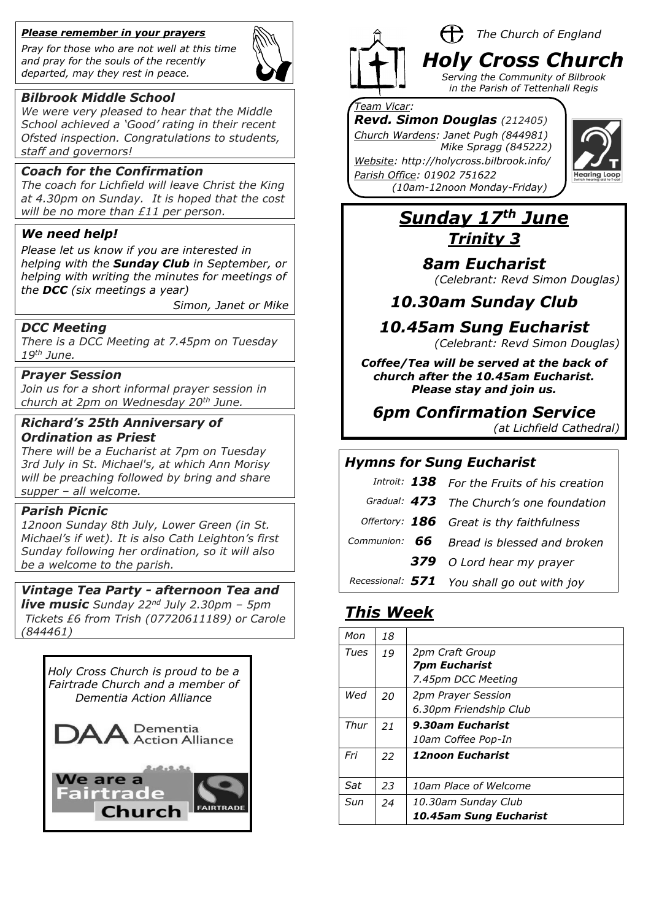### *Please remember in your prayers*

*Pray for those who are not well at this time and pray for the souls of the recently departed, may they rest in peace.*

### *Bilbrook Middle School*

*We were very pleased to hear that the Middle School achieved a 'Good' rating in their recent Ofsted inspection. Congratulations to students, staff and governors!*

### *Coach for the Confirmation*

*The coach for Lichfield will leave Christ the King at 4.30pm on Sunday. It is hoped that the cost will be no more than £11 per person.*

### *We need help!*

*Please let us know if you are interested in helping with the **Sunday Club** in September, or helping with writing the minutes for meetings of the **DCC** (six meetings a year)*

*Simon, Janet or Mike*

### *DCC Meeting*

*There is a DCC Meeting at 7.45pm on Tuesday 19th June.*

### *Prayer Session*

*Join us for a short informal prayer session in church at 2pm on Wednesday 20th June.*

### *Richard's 25th Anniversary of Ordination as Priest*

*There will be a Eucharist at 7pm on Tuesday 3rd July in St. Michael's, at which Ann Morisy will be preaching followed by bring and share supper – all welcome.*

### *Parish Picnic*

*12noon Sunday 8th July, Lower Green (in St. Michael's if wet). It is also Cath Leighton's first Sunday following her ordination, so it will also be a welcome to the parish.*

### *Vintage Tea Party - afternoon Tea and live music*

*Sunday 22nd July 2.30pm – 5pm Tickets £6 from Trish (07720611189) or Carole (844461)*

*Holy Cross Church is proud to be a Fairtrade Church and a member of Dementia Action Alliance*

DAA Dementia Action Alliance

We are a Fairtrade Church — FAIRTRADE

*The Church of England*

# *Holy Cross Church*

*Serving the Community of Bilbrook in the Parish of Tettenhall Regis*

*Team Vicar:*
***Revd. Simon Douglas** (212405)*
*Church Wardens: Janet Pugh (844981)*
*Mike Spragg (845222)*
*Website: http://holycross.bilbrook.info/*
*Parish Office: 01902 751622*
*(10am-12noon Monday-Friday)*

Hearing Loop

## *Sunday 17th June*
## *Trinity 3*

### *8am Eucharist*
*(Celebrant: Revd Simon Douglas)*

### *10.30am Sunday Club*

### *10.45am Sung Eucharist*
*(Celebrant: Revd Simon Douglas)*

***Coffee/Tea will be served at the back of church after the 10.45am Eucharist. Please stay and join us.***

### *6pm Confirmation Service*
*(at Lichfield Cathedral)*

### *Hymns for Sung Eucharist*

| | | |
|---|---|---|
| *Introit:* | ***138*** | *For the Fruits of his creation* |
| *Gradual:* | ***473*** | *The Church's one foundation* |
| *Offertory:* | ***186*** | *Great is thy faithfulness* |
| *Communion:* | ***66*** | *Bread is blessed and broken* |
| | ***379*** | *O Lord hear my prayer* |
| *Recessional:* | ***571*** | *You shall go out with joy* |

## *This Week*

| | | |
|---|---|---|
| *Mon* | *18* | |
| *Tues* | *19* | *2pm Craft Group*<br>***7pm Eucharist***<br>*7.45pm DCC Meeting* |
| *Wed* | *20* | *2pm Prayer Session*<br>*6.30pm Friendship Club* |
| *Thur* | *21* | ***9.30am Eucharist***<br>*10am Coffee Pop-In* |
| *Fri* | *22* | ***12noon Eucharist*** |
| *Sat* | *23* | *10am Place of Welcome* |
| *Sun* | *24* | *10.30am Sunday Club*<br>***10.45am Sung Eucharist*** |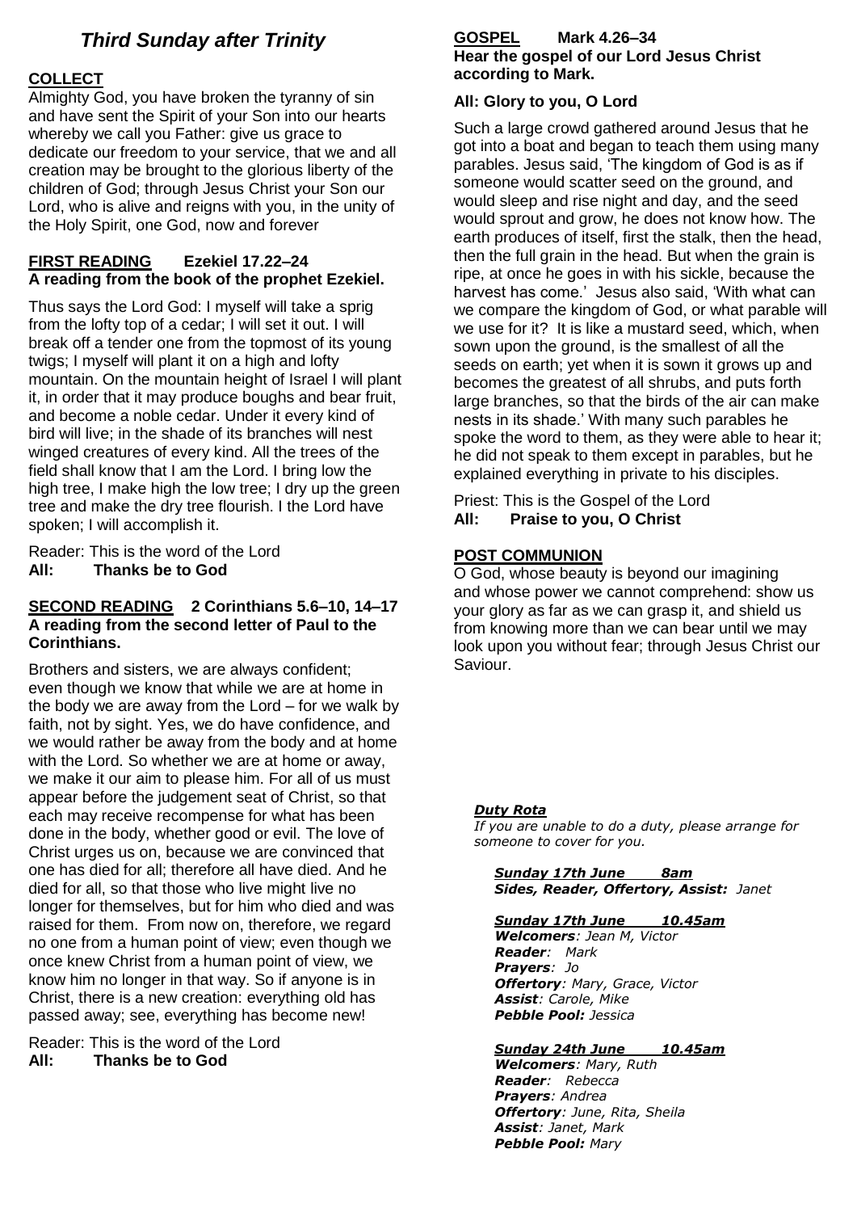# *Third Sunday after Trinity*

## COLLECT

Almighty God, you have broken the tyranny of sin and have sent the Spirit of your Son into our hearts whereby we call you Father: give us grace to dedicate our freedom to your service, that we and all creation may be brought to the glorious liberty of the children of God; through Jesus Christ your Son our Lord, who is alive and reigns with you, in the unity of the Holy Spirit, one God, now and forever

## FIRST READING Ezekiel 17.22–24

**A reading from the book of the prophet Ezekiel.**

Thus says the Lord God: I myself will take a sprig from the lofty top of a cedar; I will set it out. I will break off a tender one from the topmost of its young twigs; I myself will plant it on a high and lofty mountain. On the mountain height of Israel I will plant it, in order that it may produce boughs and bear fruit, and become a noble cedar. Under it every kind of bird will live; in the shade of its branches will nest winged creatures of every kind. All the trees of the field shall know that I am the Lord. I bring low the high tree, I make high the low tree; I dry up the green tree and make the dry tree flourish. I the Lord have spoken; I will accomplish it.

Reader: This is the word of the Lord
**All: Thanks be to God**

## SECOND READING 2 Corinthians 5.6–10, 14–17

**A reading from the second letter of Paul to the Corinthians.**

Brothers and sisters, we are always confident; even though we know that while we are at home in the body we are away from the Lord – for we walk by faith, not by sight. Yes, we do have confidence, and we would rather be away from the body and at home with the Lord. So whether we are at home or away, we make it our aim to please him. For all of us must appear before the judgement seat of Christ, so that each may receive recompense for what has been done in the body, whether good or evil. The love of Christ urges us on, because we are convinced that one has died for all; therefore all have died. And he died for all, so that those who live might live no longer for themselves, but for him who died and was raised for them. From now on, therefore, we regard no one from a human point of view; even though we once knew Christ from a human point of view, we know him no longer in that way. So if anyone is in Christ, there is a new creation: everything old has passed away; see, everything has become new!

Reader: This is the word of the Lord
**All: Thanks be to God**

## GOSPEL Mark 4.26–34

**Hear the gospel of our Lord Jesus Christ according to Mark.**

**All: Glory to you, O Lord**

Such a large crowd gathered around Jesus that he got into a boat and began to teach them using many parables. Jesus said, 'The kingdom of God is as if someone would scatter seed on the ground, and would sleep and rise night and day, and the seed would sprout and grow, he does not know how. The earth produces of itself, first the stalk, then the head, then the full grain in the head. But when the grain is ripe, at once he goes in with his sickle, because the harvest has come.' Jesus also said, 'With what can we compare the kingdom of God, or what parable will we use for it? It is like a mustard seed, which, when sown upon the ground, is the smallest of all the seeds on earth; yet when it is sown it grows up and becomes the greatest of all shrubs, and puts forth large branches, so that the birds of the air can make nests in its shade.' With many such parables he spoke the word to them, as they were able to hear it; he did not speak to them except in parables, but he explained everything in private to his disciples.

Priest: This is the Gospel of the Lord
**All: Praise to you, O Christ**

## POST COMMUNION

O God, whose beauty is beyond our imagining and whose power we cannot comprehend: show us your glory as far as we can grasp it, and shield us from knowing more than we can bear until we may look upon you without fear; through Jesus Christ our Saviour.

### *Duty Rota*

*If you are unable to do a duty, please arrange for someone to cover for you.*

***Sunday 17th June 8am***
***Sides, Reader, Offertory, Assist:*** *Janet*

***Sunday 17th June 10.45am***
***Welcomers****: Jean M, Victor*
***Reader****: Mark*
***Prayers****: Jo*
***Offertory****: Mary, Grace, Victor*
***Assist****: Carole, Mike*
***Pebble Pool:*** *Jessica*

***Sunday 24th June 10.45am***
***Welcomers****: Mary, Ruth*
***Reader****: Rebecca*
***Prayers****: Andrea*
***Offertory****: June, Rita, Sheila*
***Assist****: Janet, Mark*
***Pebble Pool:*** *Mary*